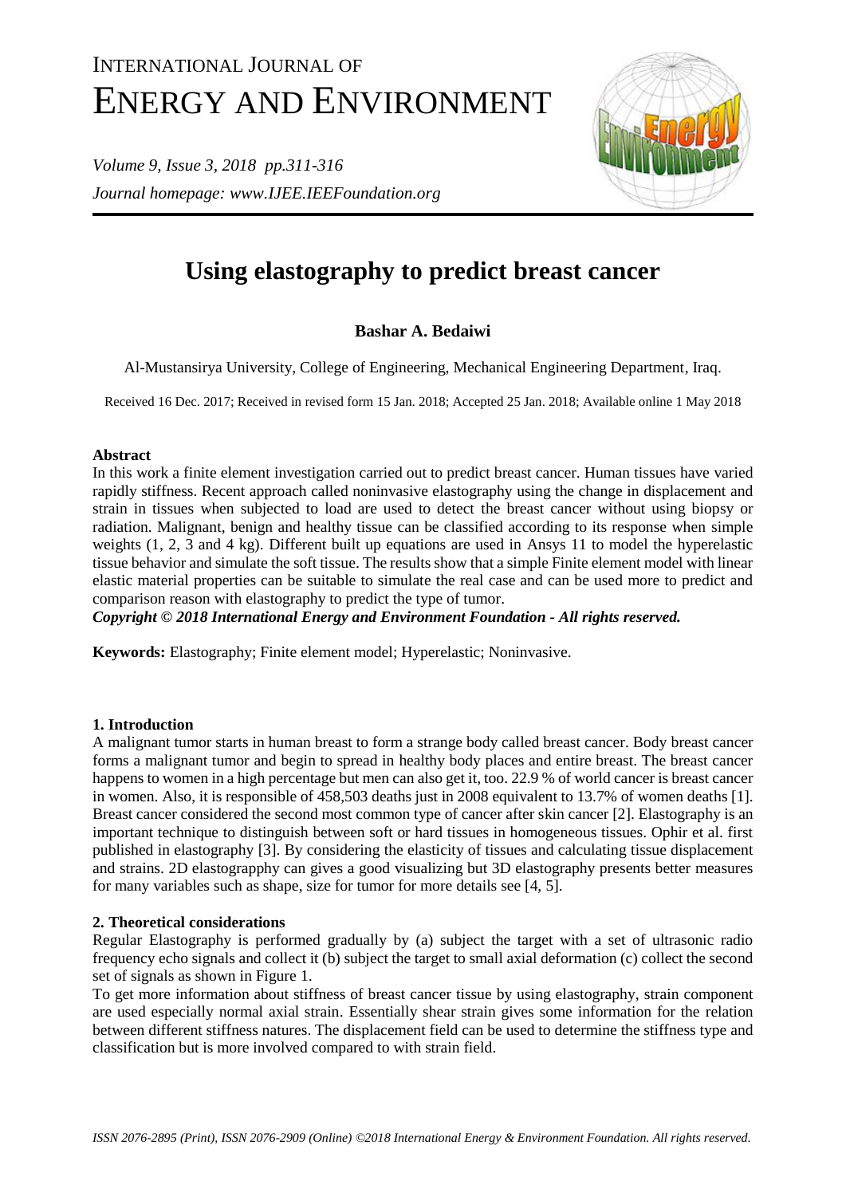# INTERNATIONAL JOURNAL OF ENERGY AND ENVIRONMENT

*Journal homepage: www.IJEE.IEEFoundation.org*

# Using elastography to predict breast cancer

**Bashar A. Bedaiwi**

Al-Mustansirya University, College of Engineering, Mechanical Engineering Department, Iraq.

Received 16 Dec. 2017; Received in revised form 15 Jan. 2018; Accepted 25 Jan. 2018; Available online 1 May 2018

### Abstract

In this work a finite element investigation carried out to predict breast cancer. Human tissues have varied rapidly stiffness. Recent approach called noninvasive elastography using the change in displacement and strain in tissues when subjected to load are used to detect the breast cancer without using biopsy or radiation. Malignant, benign and healthy tissue can be classified according to its response when simple weights (1, 2, 3 and 4 kg). Different built up equations are used in Ansys 11 to model the hyperelastic tissue behavior and simulate the soft tissue. The results show that a simple Finite element model with linear elastic material properties can be suitable to simulate the real case and can be used more to predict and comparison reason with elastography to predict the type of tumor.

***Copyright © 2018 International Energy and Environment Foundation - All rights reserved.***

**Keywords:** Elastography; Finite element model; Hyperelastic; Noninvasive.

## 1. Introduction

A malignant tumor starts in human breast to form a strange body called breast cancer. Body breast cancer forms a malignant tumor and begin to spread in healthy body places and entire breast. The breast cancer happens to women in a high percentage but men can also get it, too. 22.9 % of world cancer is breast cancer in women. Also, it is responsible of 458,503 deaths just in 2008 equivalent to 13.7% of women deaths [1]. Breast cancer considered the second most common type of cancer after skin cancer [2]. Elastography is an important technique to distinguish between soft or hard tissues in homogeneous tissues. Ophir et al. first published in elastography [3]. By considering the elasticity of tissues and calculating tissue displacement and strains. 2D elastograpphy can gives a good visualizing but 3D elastography presents better measures for many variables such as shape, size for tumor for more details see [4, 5].

## 2. Theoretical considerations

Regular Elastography is performed gradually by (a) subject the target with a set of ultrasonic radio frequency echo signals and collect it (b) subject the target to small axial deformation (c) collect the second set of signals as shown in Figure 1.

To get more information about stiffness of breast cancer tissue by using elastography, strain component are used especially normal axial strain. Essentially shear strain gives some information for the relation between different stiffness natures. The displacement field can be used to determine the stiffness type and classification but is more involved compared to with strain field.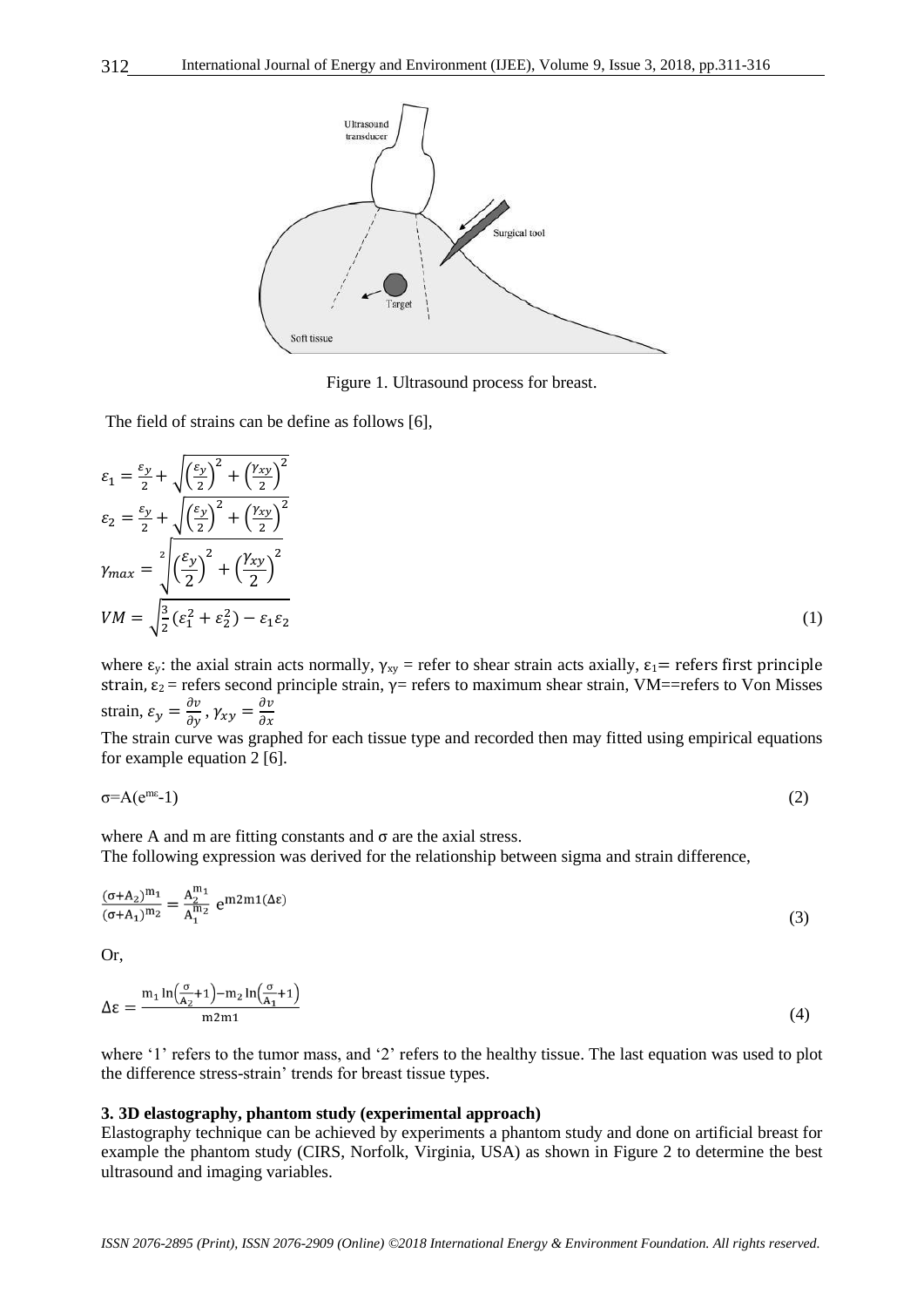Figure 1. Ultrasound process for breast.

The field of strains can be define as follows [6],

$$\varepsilon_1 = \frac{\varepsilon_y}{2} + \sqrt{\left(\frac{\varepsilon_y}{2}\right)^2 + \left(\frac{\gamma_{xy}}{2}\right)^2}$$
$$\varepsilon_2 = \frac{\varepsilon_y}{2} + \sqrt{\left(\frac{\varepsilon_y}{2}\right)^2 + \left(\frac{\gamma_{xy}}{2}\right)^2}$$
$$\gamma_{max} = \sqrt[2]{\left(\frac{\varepsilon_y}{2}\right)^2 + \left(\frac{\gamma_{xy}}{2}\right)^2}$$
$$VM = \sqrt{\frac{3}{2}(\varepsilon_1^2 + \varepsilon_2^2) - \varepsilon_1\varepsilon_2} \tag{1}$$

where $\varepsilon_y$: the axial strain acts normally, $\gamma_{xy}$ = refer to shear strain acts axially, $\varepsilon_1$= refers first principle strain, $\varepsilon_2$ = refers second principle strain, $\gamma$= refers to maximum shear strain, VM==refers to Von Misses strain, $\varepsilon_y = \frac{\partial v}{\partial y}$, $\gamma_{xy} = \frac{\partial v}{\partial x}$

The strain curve was graphed for each tissue type and recorded then may fitted using empirical equations for example equation 2 [6].

$$\sigma=A(e^{m\varepsilon}-1) \tag{2}$$

where A and m are fitting constants and $\sigma$ are the axial stress.

The following expression was derived for the relationship between sigma and strain difference,

$$\frac{(\sigma+A_2)^{m_1}}{(\sigma+A_1)^{m_2}} = \frac{A_2^{m_1}}{A_1^{m_2}}\, e^{m2m1(\Delta\varepsilon)} \tag{3}$$

Or,

$$\Delta\varepsilon = \frac{m_1 \ln\left(\frac{\sigma}{A_2}+1\right) - m_2 \ln\left(\frac{\sigma}{A_1}+1\right)}{m2m1} \tag{4}$$

where '1' refers to the tumor mass, and '2' refers to the healthy tissue. The last equation was used to plot the difference stress-strain' trends for breast tissue types.

### 3. 3D elastography, phantom study (experimental approach)

Elastography technique can be achieved by experiments a phantom study and done on artificial breast for example the phantom study (CIRS, Norfolk, Virginia, USA) as shown in Figure 2 to determine the best ultrasound and imaging variables.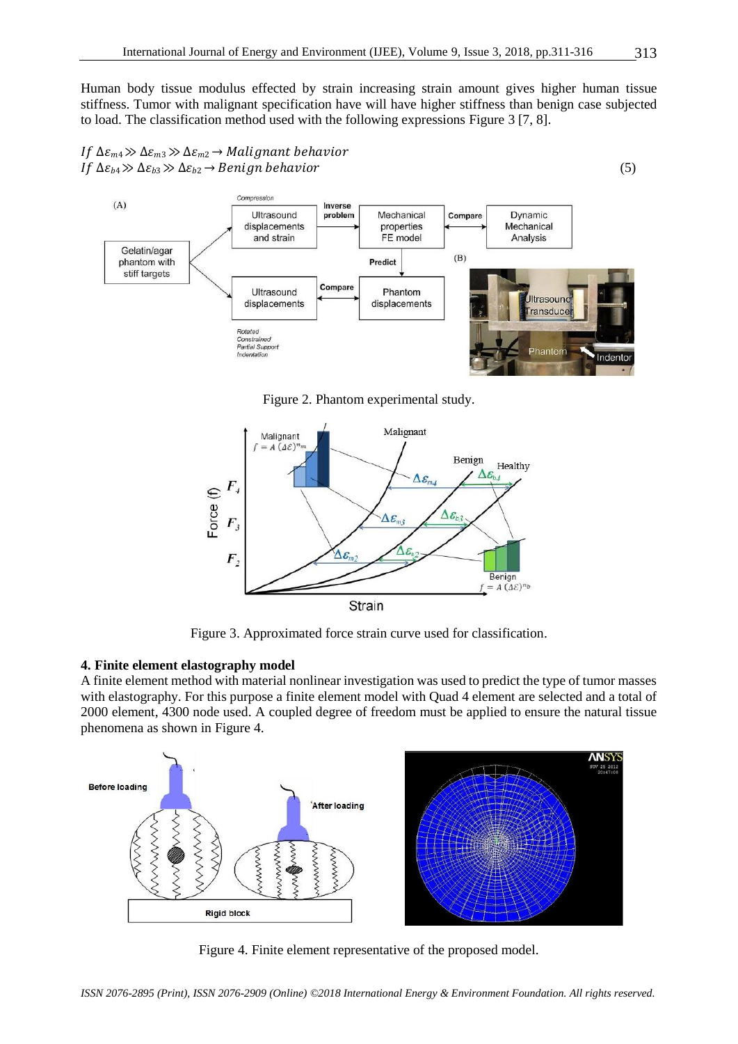Human body tissue modulus effected by strain increasing strain amount gives higher human tissue stiffness. Tumor with malignant specification have will have higher stiffness than benign case subjected to load. The classification method used with the following expressions Figure 3 [7, 8].

$$
\begin{aligned}
&If\ \Delta\varepsilon_{m4} \gg \Delta\varepsilon_{m3} \gg \Delta\varepsilon_{m2} \rightarrow Malignant\ behavior \\
&If\ \Delta\varepsilon_{b4} \gg \Delta\varepsilon_{b3} \gg \Delta\varepsilon_{b2} \rightarrow Benign\ behavior
\end{aligned} \tag{5}
$$

Figure 2. Phantom experimental study.

Figure 3. Approximated force strain curve used for classification.

## 4. Finite element elastography model

A finite element method with material nonlinear investigation was used to predict the type of tumor masses with elastography. For this purpose a finite element model with Quad 4 element are selected and a total of 2000 element, 4300 node used. A coupled degree of freedom must be applied to ensure the natural tissue phenomena as shown in Figure 4.

Figure 4. Finite element representative of the proposed model.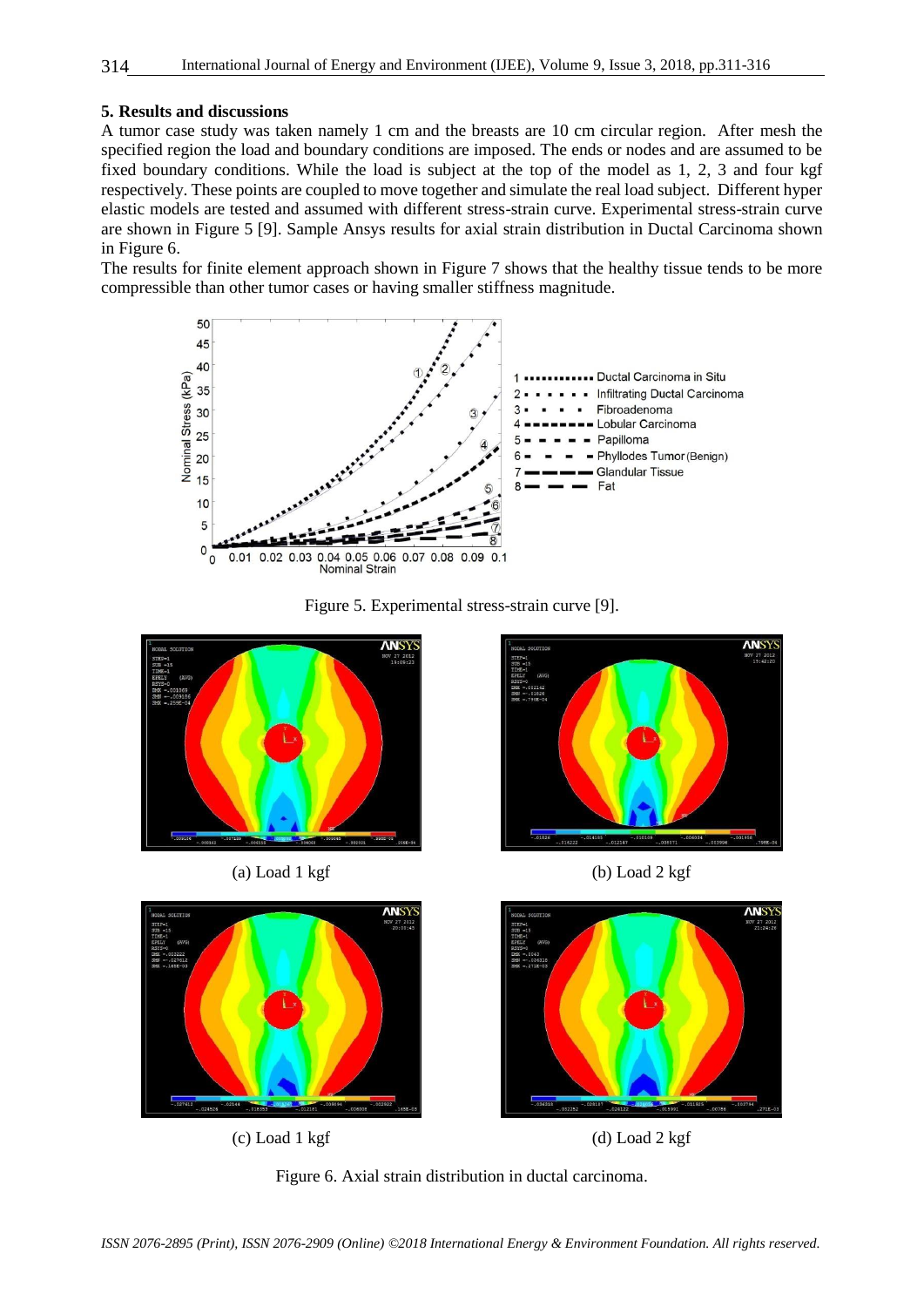## 5. Results and discussions

A tumor case study was taken namely 1 cm and the breasts are 10 cm circular region. After mesh the specified region the load and boundary conditions are imposed. The ends or nodes and are assumed to be fixed boundary conditions. While the load is subject at the top of the model as 1, 2, 3 and four kgf respectively. These points are coupled to move together and simulate the real load subject. Different hyper elastic models are tested and assumed with different stress-strain curve. Experimental stress-strain curve are shown in Figure 5 [9]. Sample Ansys results for axial strain distribution in Ductal Carcinoma shown in Figure 6.

The results for finite element approach shown in Figure 7 shows that the healthy tissue tends to be more compressible than other tumor cases or having smaller stiffness magnitude.

Figure 5. Experimental stress-strain curve [9].

(a) Load 1 kgf

(b) Load 2 kgf

(c) Load 1 kgf

(d) Load 2 kgf

Figure 6. Axial strain distribution in ductal carcinoma.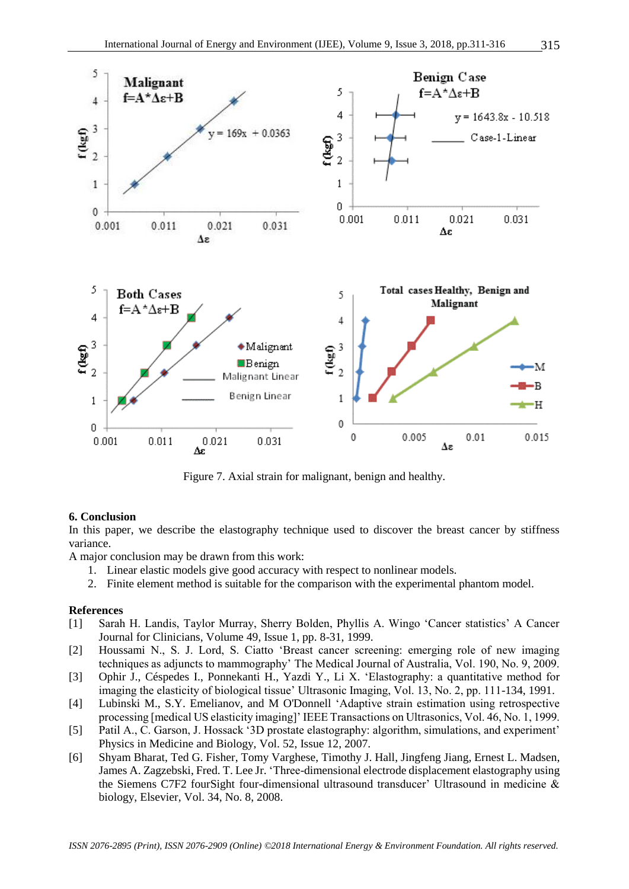Figure 7. Axial strain for malignant, benign and healthy.

## 6. Conclusion

In this paper, we describe the elastography technique used to discover the breast cancer by stiffness variance.

A major conclusion may be drawn from this work:

1. Linear elastic models give good accuracy with respect to nonlinear models.
2. Finite element method is suitable for the comparison with the experimental phantom model.

## References

[1] Sarah H. Landis, Taylor Murray, Sherry Bolden, Phyllis A. Wingo 'Cancer statistics' A Cancer Journal for Clinicians, Volume 49, Issue 1, pp. 8-31, 1999.

[2] Houssami N., S. J. Lord, S. Ciatto 'Breast cancer screening: emerging role of new imaging techniques as adjuncts to mammography' The Medical Journal of Australia, Vol. 190, No. 9, 2009.

[3] Ophir J., Céspedes I., Ponnekanti H., Yazdi Y., Li X. 'Elastography: a quantitative method for imaging the elasticity of biological tissue' Ultrasonic Imaging, Vol. 13, No. 2, pp. 111-134, 1991.

[4] Lubinski M., S.Y. Emelianov, and M O'Donnell 'Adaptive strain estimation using retrospective processing [medical US elasticity imaging]' IEEE Transactions on Ultrasonics, Vol. 46, No. 1, 1999.

[5] Patil A., C. Garson, J. Hossack '3D prostate elastography: algorithm, simulations, and experiment' Physics in Medicine and Biology, Vol. 52, Issue 12, 2007.

[6] Shyam Bharat, Ted G. Fisher, Tomy Varghese, Timothy J. Hall, Jingfeng Jiang, Ernest L. Madsen, James A. Zagzebski, Fred. T. Lee Jr. 'Three-dimensional electrode displacement elastography using the Siemens C7F2 fourSight four-dimensional ultrasound transducer' Ultrasound in medicine & biology, Elsevier, Vol. 34, No. 8, 2008.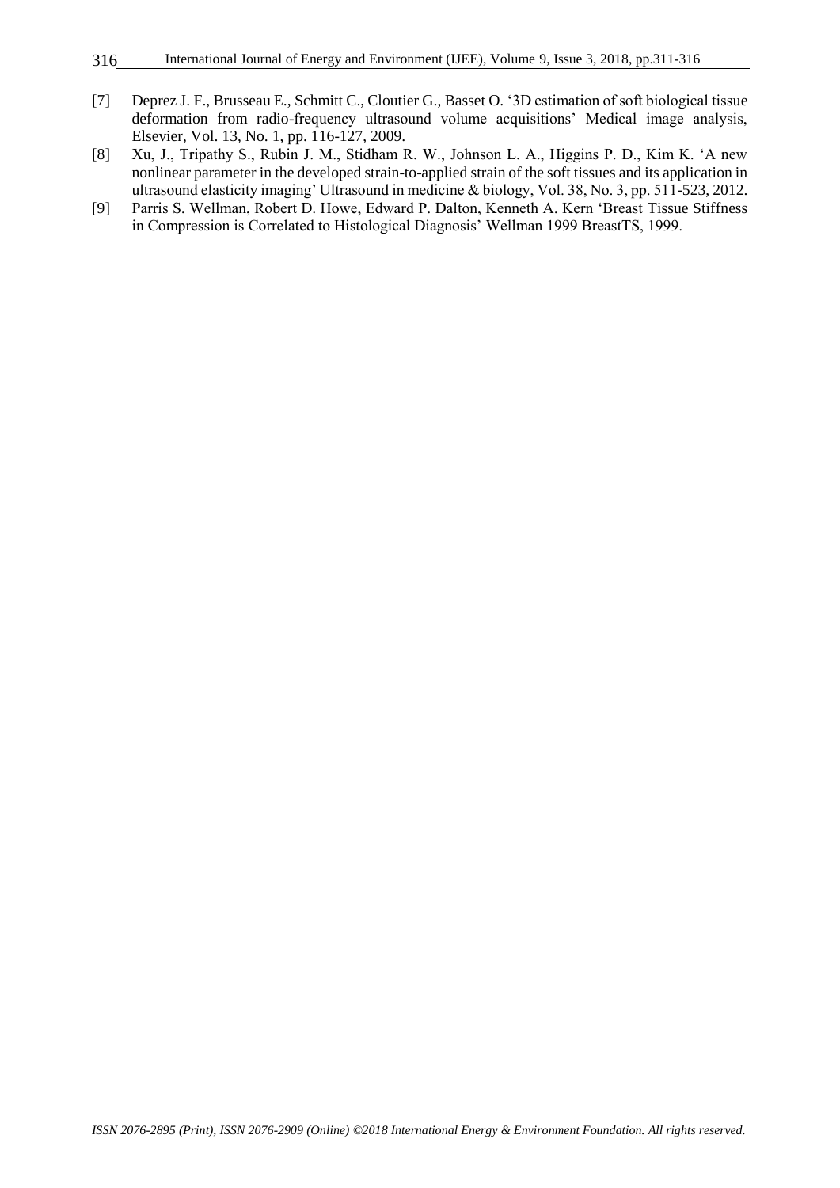[7] Deprez J. F., Brusseau E., Schmitt C., Cloutier G., Basset O. '3D estimation of soft biological tissue deformation from radio-frequency ultrasound volume acquisitions' Medical image analysis, Elsevier, Vol. 13, No. 1, pp. 116-127, 2009.

[8] Xu, J., Tripathy S., Rubin J. M., Stidham R. W., Johnson L. A., Higgins P. D., Kim K. 'A new nonlinear parameter in the developed strain-to-applied strain of the soft tissues and its application in ultrasound elasticity imaging' Ultrasound in medicine & biology, Vol. 38, No. 3, pp. 511-523, 2012.

[9] Parris S. Wellman, Robert D. Howe, Edward P. Dalton, Kenneth A. Kern 'Breast Tissue Stiffness in Compression is Correlated to Histological Diagnosis' Wellman 1999 BreastTS, 1999.